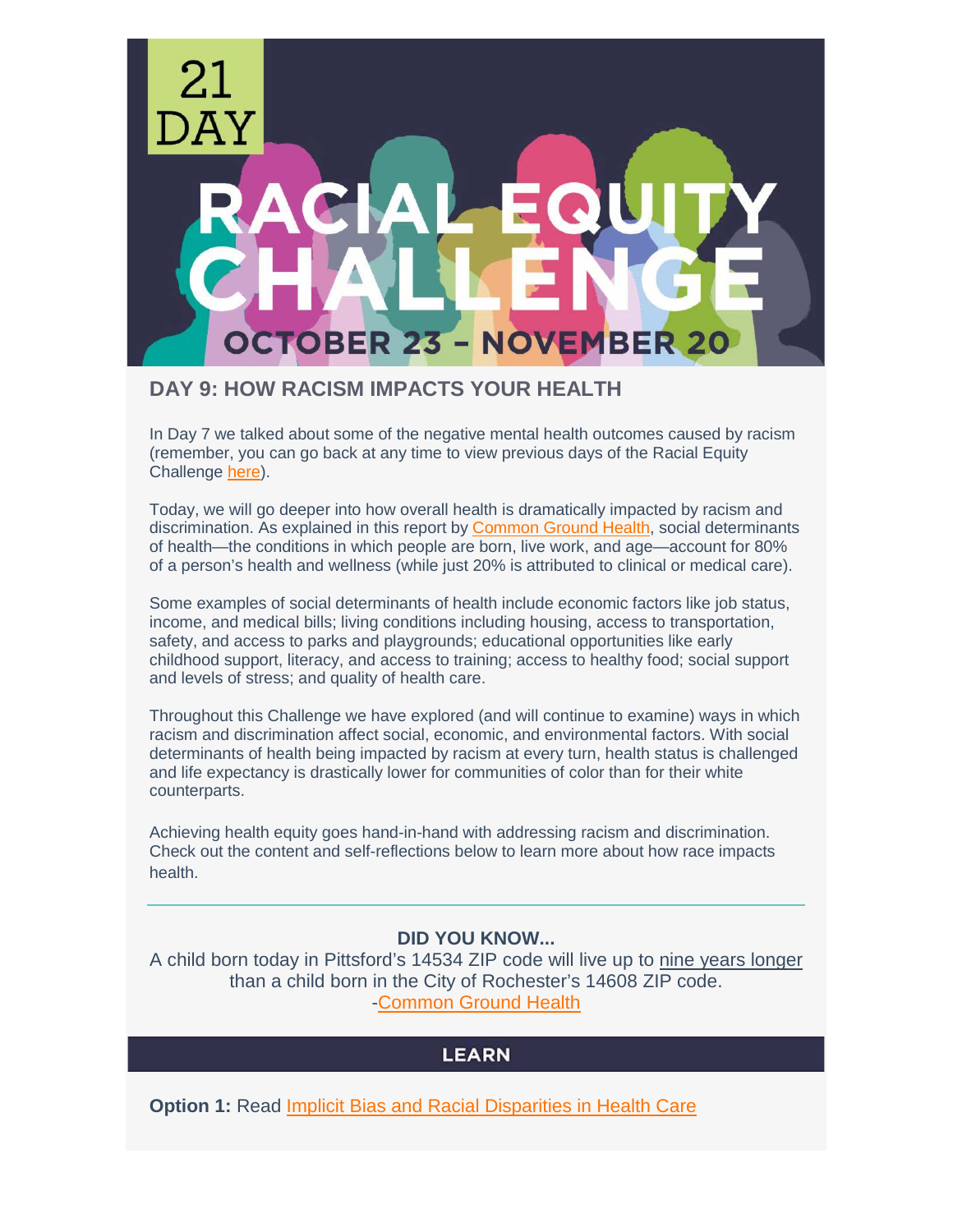21 DAY RACIAL EQUITY CHALLENGE

OCTOBER 23 – NOVEMBER 20

## DAY 9: HOW RACISM IMPACTS YOUR HEALTH

In Day 7 we talked about some of the negative mental health outcomes caused by racism (remember, you can go back at any time to view previous days of the Racial Equity Challenge here).

Today, we will go deeper into how overall health is dramatically impacted by racism and discrimination. As explained in this report by Common Ground Health, social determinants of health—the conditions in which people are born, live work, and age—account for 80% of a person's health and wellness (while just 20% is attributed to clinical or medical care).

Some examples of social determinants of health include economic factors like job status, income, and medical bills; living conditions including housing, access to transportation, safety, and access to parks and playgrounds; educational opportunities like early childhood support, literacy, and access to training; access to healthy food; social support and levels of stress; and quality of health care.

Throughout this Challenge we have explored (and will continue to examine) ways in which racism and discrimination affect social, economic, and environmental factors. With social determinants of health being impacted by racism at every turn, health status is challenged and life expectancy is drastically lower for communities of color than for their white counterparts.

Achieving health equity goes hand-in-hand with addressing racism and discrimination. Check out the content and self-reflections below to learn more about how race impacts health.

---

**DID YOU KNOW...**

A child born today in Pittsford's 14534 ZIP code will live up to nine years longer than a child born in the City of Rochester's 14608 ZIP code.

-Common Ground Health

## LEARN

**Option 1:** Read Implicit Bias and Racial Disparities in Health Care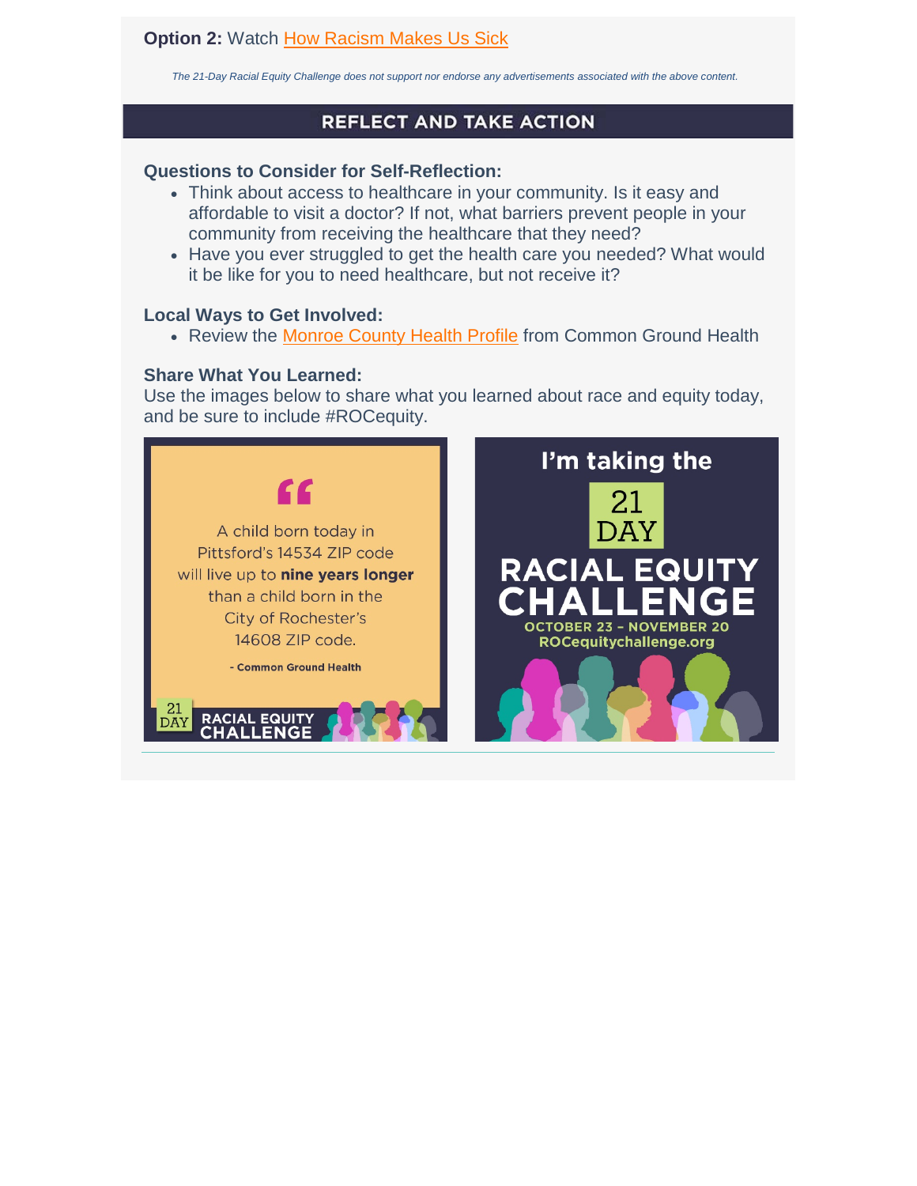**Option 2:** Watch [How Racism Makes Us Sick]

*The 21-Day Racial Equity Challenge does not support nor endorse any advertisements associated with the above content.*

## REFLECT AND TAKE ACTION

### Questions to Consider for Self-Reflection:

- Think about access to healthcare in your community. Is it easy and affordable to visit a doctor? If not, what barriers prevent people in your community from receiving the healthcare that they need?
- Have you ever struggled to get the health care you needed? What would it be like for you to need healthcare, but not receive it?

### Local Ways to Get Involved:

- Review the Monroe County Health Profile from Common Ground Health

### Share What You Learned:

Use the images below to share what you learned about race and equity today, and be sure to include #ROCequity.

"A child born today in Pittsford's 14534 ZIP code will live up to **nine years longer** than a child born in the City of Rochester's 14608 ZIP code."

- **Common Ground Health**

21 DAY RACIAL EQUITY CHALLENGE

I'm taking the 21 DAY RACIAL EQUITY CHALLENGE

OCTOBER 23 – NOVEMBER 20

ROCequitychallenge.org